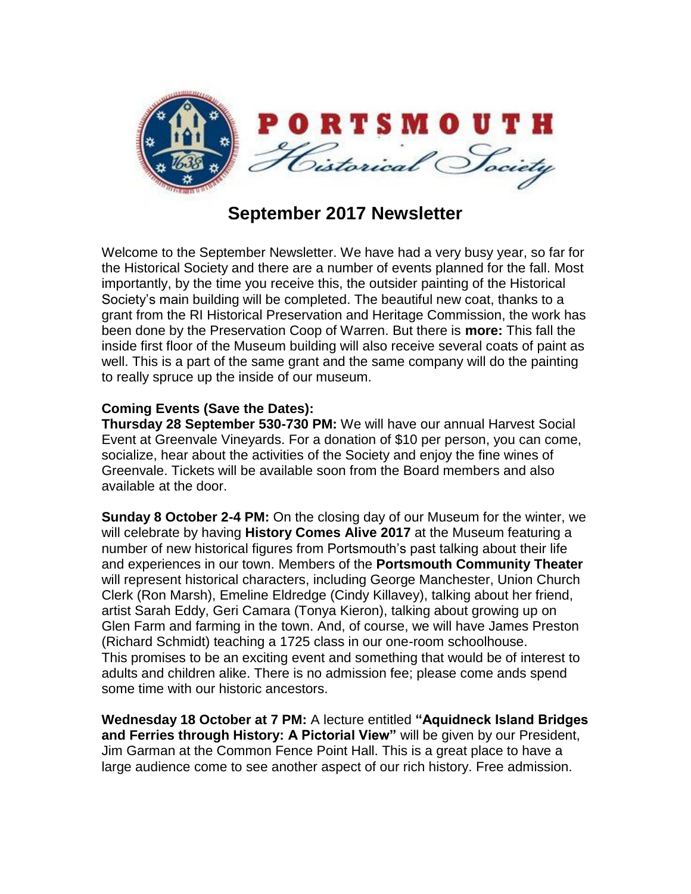# PORTSMOUTH Historical Society

## September 2017 Newsletter

Welcome to the September Newsletter. We have had a very busy year, so far for the Historical Society and there are a number of events planned for the fall. Most importantly, by the time you receive this, the outsider painting of the Historical Society's main building will be completed. The beautiful new coat, thanks to a grant from the RI Historical Preservation and Heritage Commission, the work has been done by the Preservation Coop of Warren. But there is **more:** This fall the inside first floor of the Museum building will also receive several coats of paint as well. This is a part of the same grant and the same company will do the painting to really spruce up the inside of our museum.

**Coming Events (Save the Dates):**

**Thursday 28 September 530-730 PM:** We will have our annual Harvest Social Event at Greenvale Vineyards. For a donation of $10 per person, you can come, socialize, hear about the activities of the Society and enjoy the fine wines of Greenvale. Tickets will be available soon from the Board members and also available at the door.

**Sunday 8 October 2-4 PM:** On the closing day of our Museum for the winter, we will celebrate by having **History Comes Alive 2017** at the Museum featuring a number of new historical figures from Portsmouth's past talking about their life and experiences in our town. Members of the **Portsmouth Community Theater** will represent historical characters, including George Manchester, Union Church Clerk (Ron Marsh), Emeline Eldredge (Cindy Killavey), talking about her friend, artist Sarah Eddy, Geri Camara (Tonya Kieron), talking about growing up on Glen Farm and farming in the town. And, of course, we will have James Preston (Richard Schmidt) teaching a 1725 class in our one-room schoolhouse. This promises to be an exciting event and something that would be of interest to adults and children alike. There is no admission fee; please come ands spend some time with our historic ancestors.

**Wednesday 18 October at 7 PM:** A lecture entitled **"Aquidneck Island Bridges and Ferries through History: A Pictorial View"** will be given by our President, Jim Garman at the Common Fence Point Hall. This is a great place to have a large audience come to see another aspect of our rich history. Free admission.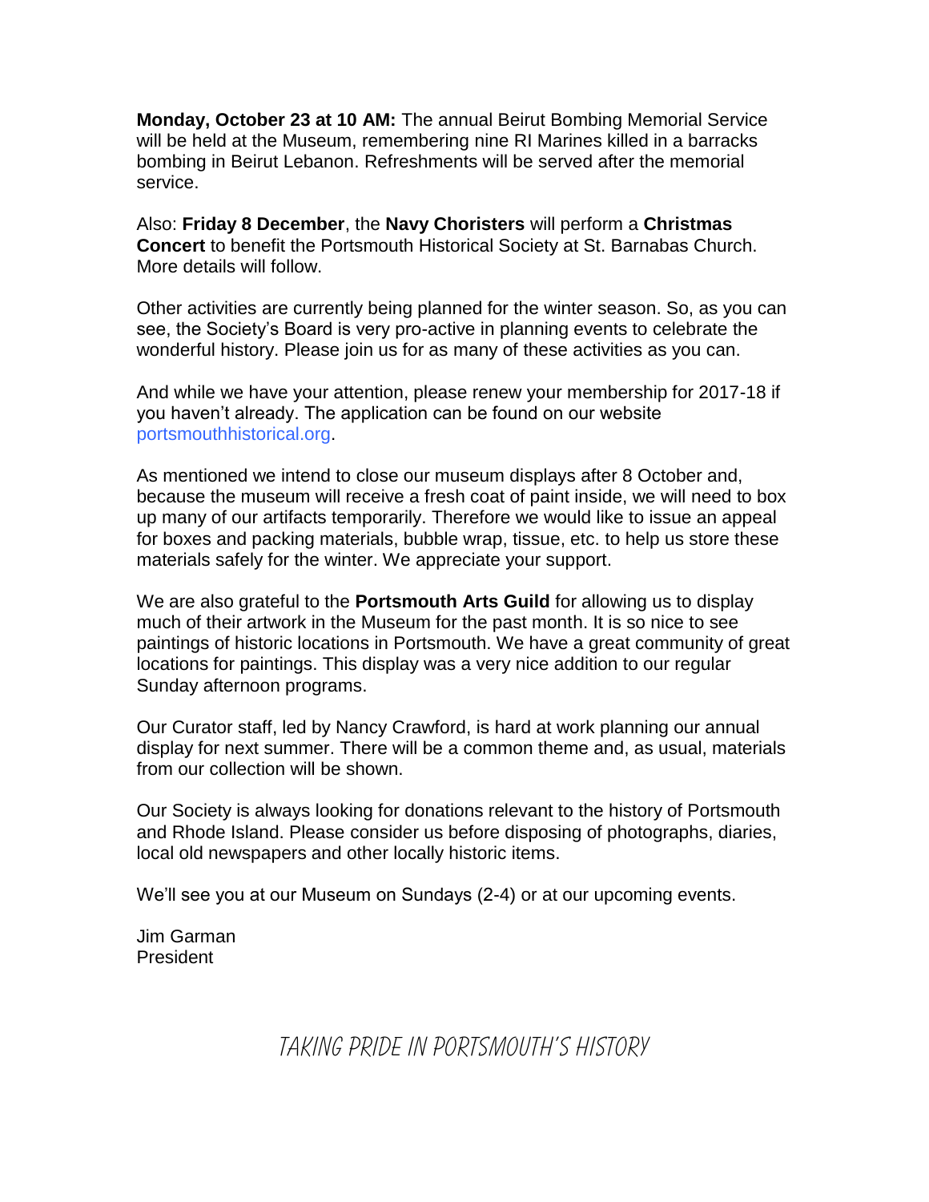**Monday, October 23 at 10 AM:** The annual Beirut Bombing Memorial Service will be held at the Museum, remembering nine RI Marines killed in a barracks bombing in Beirut Lebanon. Refreshments will be served after the memorial service.

Also: **Friday 8 December**, the **Navy Choristers** will perform a **Christmas Concert** to benefit the Portsmouth Historical Society at St. Barnabas Church. More details will follow.

Other activities are currently being planned for the winter season. So, as you can see, the Society's Board is very pro-active in planning events to celebrate the wonderful history. Please join us for as many of these activities as you can.

And while we have your attention, please renew your membership for 2017-18 if you haven't already. The application can be found on our website portsmouthhistorical.org.

As mentioned we intend to close our museum displays after 8 October and, because the museum will receive a fresh coat of paint inside, we will need to box up many of our artifacts temporarily. Therefore we would like to issue an appeal for boxes and packing materials, bubble wrap, tissue, etc. to help us store these materials safely for the winter. We appreciate your support.

We are also grateful to the **Portsmouth Arts Guild** for allowing us to display much of their artwork in the Museum for the past month. It is so nice to see paintings of historic locations in Portsmouth. We have a great community of great locations for paintings. This display was a very nice addition to our regular Sunday afternoon programs.

Our Curator staff, led by Nancy Crawford, is hard at work planning our annual display for next summer. There will be a common theme and, as usual, materials from our collection will be shown.

Our Society is always looking for donations relevant to the history of Portsmouth and Rhode Island. Please consider us before disposing of photographs, diaries, local old newspapers and other locally historic items.

We'll see you at our Museum on Sundays (2-4) or at our upcoming events.

Jim Garman
President

TAKING PRIDE IN PORTSMOUTH'S HISTORY